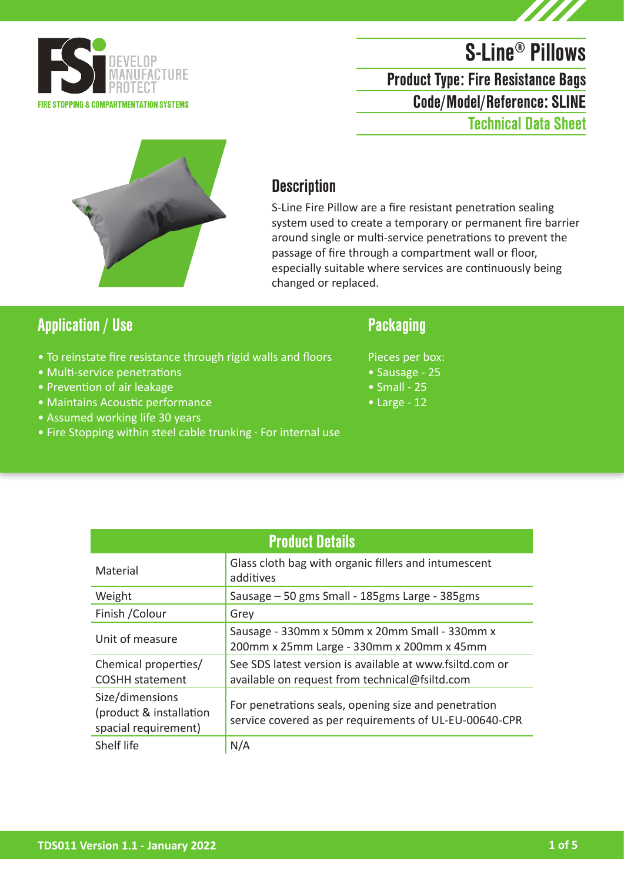FSi DEVELOP MANUFACTURE PROTECT

FIRE STOPPING & COMPARTMENTATION SYSTEMS

# S-Line® Pillows

**Product Type: Fire Resistance Bags**

**Code/Model/Reference: SLINE**

**Technical Data Sheet**

## Description

S-Line Fire Pillow are a fire resistant penetration sealing system used to create a temporary or permanent fire barrier around single or multi-service penetrations to prevent the passage of fire through a compartment wall or floor, especially suitable where services are continuously being changed or replaced.

## Application / Use

- To reinstate fire resistance through rigid walls and floors
- Multi-service penetrations
- Prevention of air leakage
- Maintains Acoustic performance
- Assumed working life 30 years
- Fire Stopping within steel cable trunking · For internal use

## Packaging

Pieces per box:

- Sausage - 25
- Small - 25
- Large - 12

| Product Details | |
|---|---|
| Material | Glass cloth bag with organic fillers and intumescent additives |
| Weight | Sausage – 50 gms Small - 185gms Large - 385gms |
| Finish /Colour | Grey |
| Unit of measure | Sausage - 330mm x 50mm x 20mm Small - 330mm x 200mm x 25mm Large - 330mm x 200mm x 45mm |
| Chemical properties/ COSHH statement | See SDS latest version is available at www.fsiltd.com or available on request from technical@fsiltd.com |
| Size/dimensions (product & installation spacial requirement) | For penetrations seals, opening size and penetration service covered as per requirements of UL-EU-00640-CPR |
| Shelf life | N/A |

**TDS011 Version 1.1 - January 2022**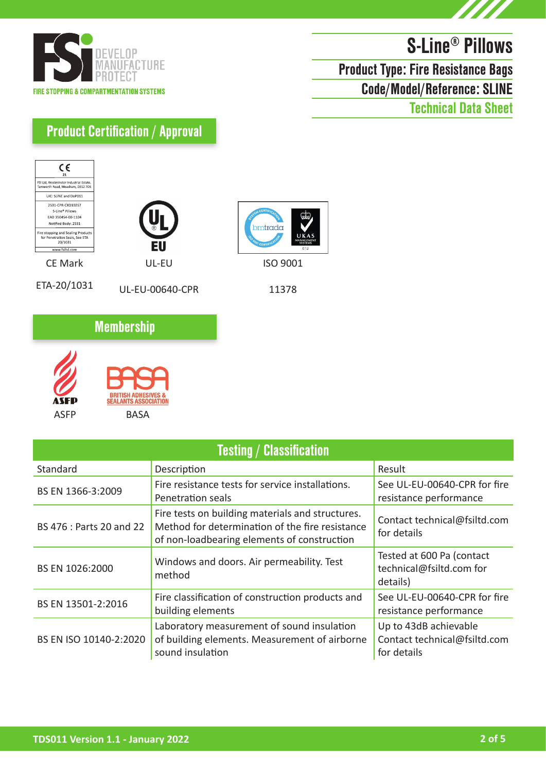# S-Line® Pillows

**Product Type: Fire Resistance Bags**

**Code/Model/Reference: SLINE**

**Technical Data Sheet**

## Product Certification / Approval

| CE Mark | UL-EU | ISO 9001 |
|---|---|---|
| ETA-20/1031 | UL-EU-00640-CPR | 11378 |

## Membership

ASFP

BASA

## Testing / Classification

| Standard | Description | Result |
|---|---|---|
| BS EN 1366-3:2009 | Fire resistance tests for service installations. Penetration seals | See UL-EU-00640-CPR for fire resistance performance |
| BS 476 : Parts 20 and 22 | Fire tests on building materials and structures. Method for determination of the fire resistance of non-loadbearing elements of construction | Contact technical@fsiltd.com for details |
| BS EN 1026:2000 | Windows and doors. Air permeability. Test method | Tested at 600 Pa (contact technical@fsiltd.com for details) |
| BS EN 13501-2:2016 | Fire classification of construction products and building elements | See UL-EU-00640-CPR for fire resistance performance |
| BS EN ISO 10140-2:2020 | Laboratory measurement of sound insulation of building elements. Measurement of airborne sound insulation | Up to 43dB achievable Contact technical@fsiltd.com for details |

TDS011 Version 1.1 - January 2022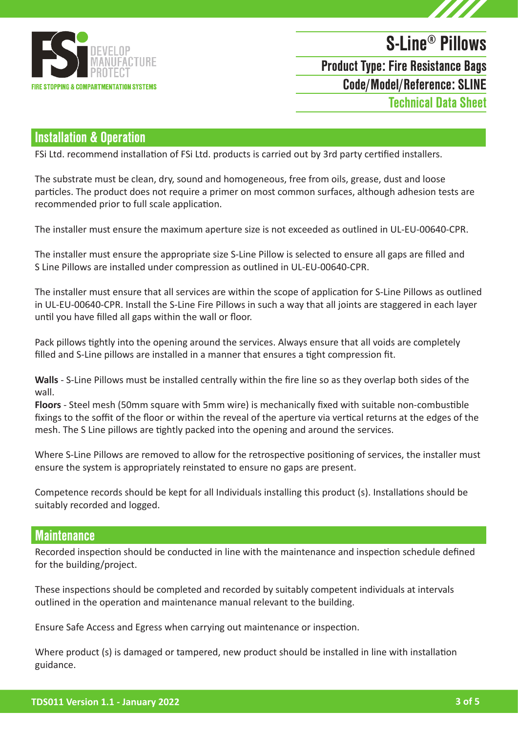## Installation & Operation

FSi Ltd. recommend installation of FSi Ltd. products is carried out by 3rd party certified installers.

The substrate must be clean, dry, sound and homogeneous, free from oils, grease, dust and loose particles. The product does not require a primer on most common surfaces, although adhesion tests are recommended prior to full scale application.

The installer must ensure the maximum aperture size is not exceeded as outlined in UL-EU-00640-CPR.

The installer must ensure the appropriate size S-Line Pillow is selected to ensure all gaps are filled and S Line Pillows are installed under compression as outlined in UL-EU-00640-CPR.

The installer must ensure that all services are within the scope of application for S-Line Pillows as outlined in UL-EU-00640-CPR. Install the S-Line Fire Pillows in such a way that all joints are staggered in each layer until you have filled all gaps within the wall or floor.

Pack pillows tightly into the opening around the services. Always ensure that all voids are completely filled and S-Line pillows are installed in a manner that ensures a tight compression fit.

**Walls** - S-Line Pillows must be installed centrally within the fire line so as they overlap both sides of the wall.

**Floors** - Steel mesh (50mm square with 5mm wire) is mechanically fixed with suitable non-combustible fixings to the soffit of the floor or within the reveal of the aperture via vertical returns at the edges of the mesh. The S Line pillows are tightly packed into the opening and around the services.

Where S-Line Pillows are removed to allow for the retrospective positioning of services, the installer must ensure the system is appropriately reinstated to ensure no gaps are present.

Competence records should be kept for all Individuals installing this product (s). Installations should be suitably recorded and logged.

## Maintenance

Recorded inspection should be conducted in line with the maintenance and inspection schedule defined for the building/project.

These inspections should be completed and recorded by suitably competent individuals at intervals outlined in the operation and maintenance manual relevant to the building.

Ensure Safe Access and Egress when carrying out maintenance or inspection.

Where product (s) is damaged or tampered, new product should be installed in line with installation guidance.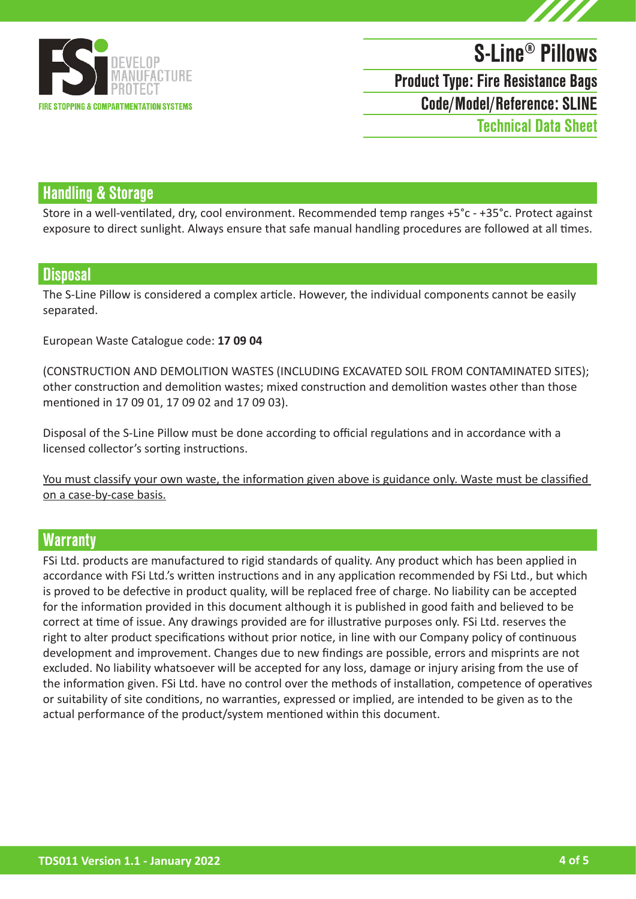## Handling & Storage

Store in a well-ventilated, dry, cool environment. Recommended temp ranges +5°c - +35°c. Protect against exposure to direct sunlight. Always ensure that safe manual handling procedures are followed at all times.

## Disposal

The S-Line Pillow is considered a complex article. However, the individual components cannot be easily separated.

European Waste Catalogue code: **17 09 04**

(CONSTRUCTION AND DEMOLITION WASTES (INCLUDING EXCAVATED SOIL FROM CONTAMINATED SITES); other construction and demolition wastes; mixed construction and demolition wastes other than those mentioned in 17 09 01, 17 09 02 and 17 09 03).

Disposal of the S-Line Pillow must be done according to official regulations and in accordance with a licensed collector's sorting instructions.

<u>You must classify your own waste, the information given above is guidance only. Waste must be classified on a case-by-case basis.</u>

## Warranty

FSi Ltd. products are manufactured to rigid standards of quality. Any product which has been applied in accordance with FSi Ltd.'s written instructions and in any application recommended by FSi Ltd., but which is proved to be defective in product quality, will be replaced free of charge. No liability can be accepted for the information provided in this document although it is published in good faith and believed to be correct at time of issue. Any drawings provided are for illustrative purposes only. FSi Ltd. reserves the right to alter product specifications without prior notice, in line with our Company policy of continuous development and improvement. Changes due to new findings are possible, errors and misprints are not excluded. No liability whatsoever will be accepted for any loss, damage or injury arising from the use of the information given. FSi Ltd. have no control over the methods of installation, competence of operatives or suitability of site conditions, no warranties, expressed or implied, are intended to be given as to the actual performance of the product/system mentioned within this document.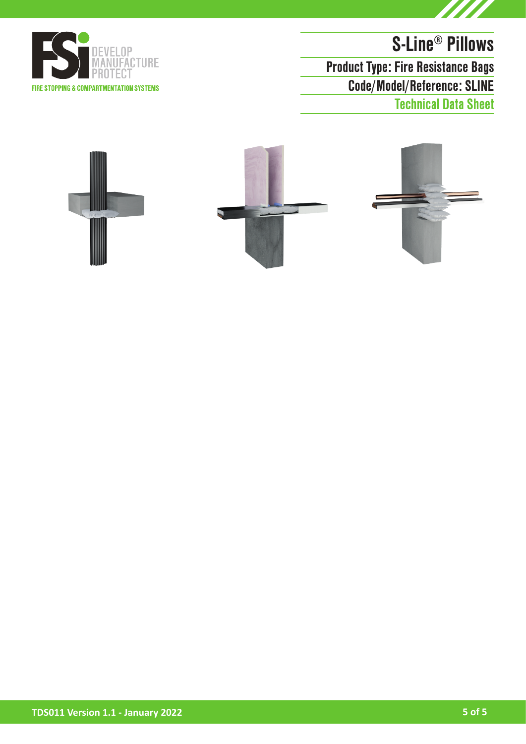# S-Line® Pillows

## Product Type: Fire Resistance Bags

## Code/Model/Reference: SLINE

## Technical Data Sheet